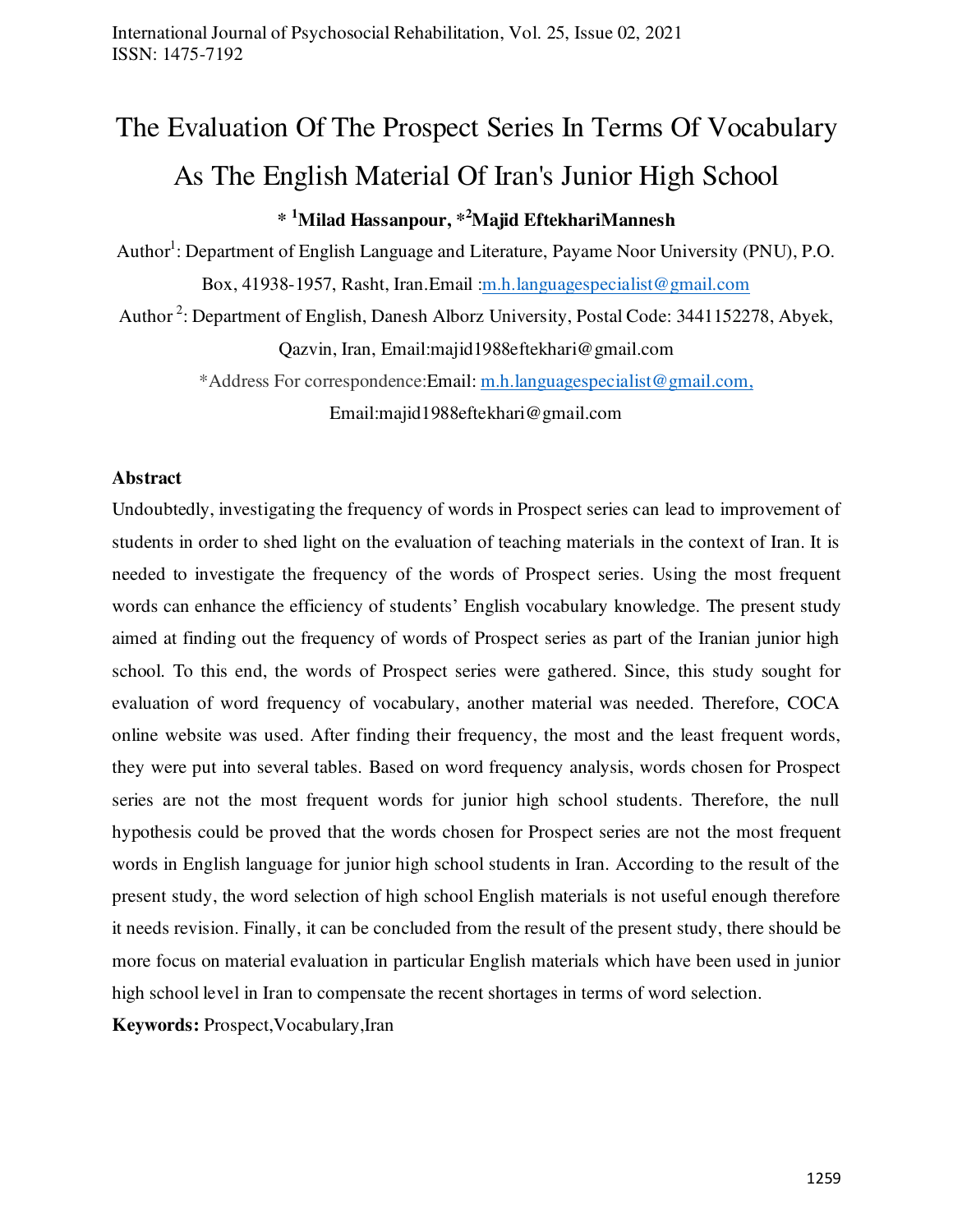# The Evaluation Of The Prospect Series In Terms Of Vocabulary As The English Material Of Iran's Junior High School

**\* [1]Milad Hassanpour, \*[2]Majid EftekhariMannesh**

Author[1]: Department of English Language and Literature, Payame Noor University (PNU), P.O. Box, 41938-1957, Rasht, Iran.Email :m.h.languagespecialist@gmail.com

Author [2]: Department of English, Danesh Alborz University, Postal Code: 3441152278, Abyek, Qazvin, Iran, Email:majid1988eftekhari@gmail.com

\*Address For correspondence:Email: m.h.languagespecialist@gmail.com, Email:majid1988eftekhari@gmail.com

## Abstract

Undoubtedly, investigating the frequency of words in Prospect series can lead to improvement of students in order to shed light on the evaluation of teaching materials in the context of Iran. It is needed to investigate the frequency of the words of Prospect series. Using the most frequent words can enhance the efficiency of students' English vocabulary knowledge. The present study aimed at finding out the frequency of words of Prospect series as part of the Iranian junior high school. To this end, the words of Prospect series were gathered. Since, this study sought for evaluation of word frequency of vocabulary, another material was needed. Therefore, COCA online website was used. After finding their frequency, the most and the least frequent words, they were put into several tables. Based on word frequency analysis, words chosen for Prospect series are not the most frequent words for junior high school students. Therefore, the null hypothesis could be proved that the words chosen for Prospect series are not the most frequent words in English language for junior high school students in Iran. According to the result of the present study, the word selection of high school English materials is not useful enough therefore it needs revision. Finally, it can be concluded from the result of the present study, there should be more focus on material evaluation in particular English materials which have been used in junior high school level in Iran to compensate the recent shortages in terms of word selection.

**Keywords:** Prospect,Vocabulary,Iran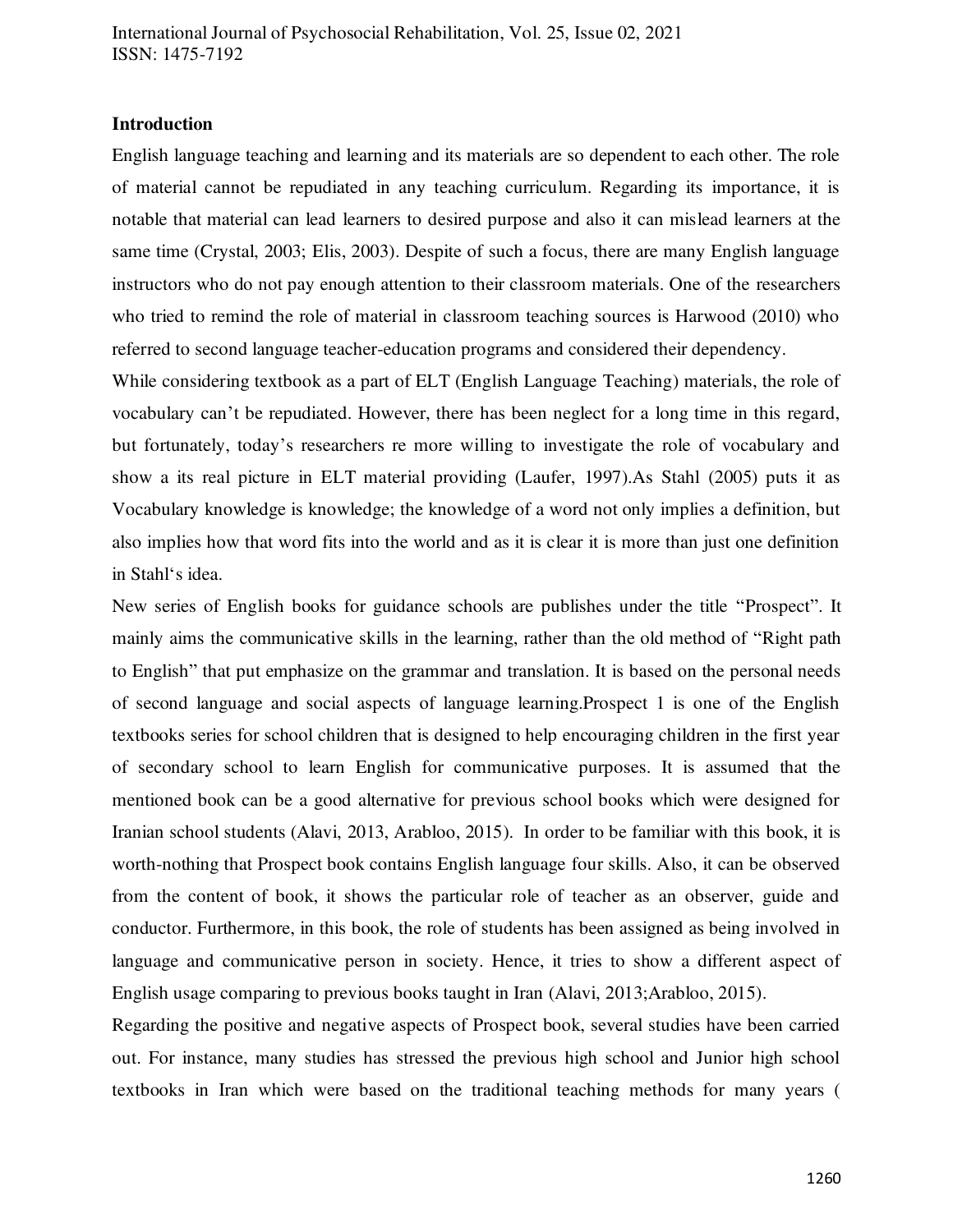## Introduction

English language teaching and learning and its materials are so dependent to each other. The role of material cannot be repudiated in any teaching curriculum. Regarding its importance, it is notable that material can lead learners to desired purpose and also it can mislead learners at the same time (Crystal, 2003; Elis, 2003). Despite of such a focus, there are many English language instructors who do not pay enough attention to their classroom materials. One of the researchers who tried to remind the role of material in classroom teaching sources is Harwood (2010) who referred to second language teacher-education programs and considered their dependency.

While considering textbook as a part of ELT (English Language Teaching) materials, the role of vocabulary can't be repudiated. However, there has been neglect for a long time in this regard, but fortunately, today's researchers re more willing to investigate the role of vocabulary and show a its real picture in ELT material providing (Laufer, 1997).As Stahl (2005) puts it as Vocabulary knowledge is knowledge; the knowledge of a word not only implies a definition, but also implies how that word fits into the world and as it is clear it is more than just one definition in Stahl's idea.

New series of English books for guidance schools are publishes under the title "Prospect". It mainly aims the communicative skills in the learning, rather than the old method of "Right path to English" that put emphasize on the grammar and translation. It is based on the personal needs of second language and social aspects of language learning.Prospect 1 is one of the English textbooks series for school children that is designed to help encouraging children in the first year of secondary school to learn English for communicative purposes. It is assumed that the mentioned book can be a good alternative for previous school books which were designed for Iranian school students (Alavi, 2013, Arabloo, 2015). In order to be familiar with this book, it is worth-nothing that Prospect book contains English language four skills. Also, it can be observed from the content of book, it shows the particular role of teacher as an observer, guide and conductor. Furthermore, in this book, the role of students has been assigned as being involved in language and communicative person in society. Hence, it tries to show a different aspect of English usage comparing to previous books taught in Iran (Alavi, 2013;Arabloo, 2015).

Regarding the positive and negative aspects of Prospect book, several studies have been carried out. For instance, many studies has stressed the previous high school and Junior high school textbooks in Iran which were based on the traditional teaching methods for many years (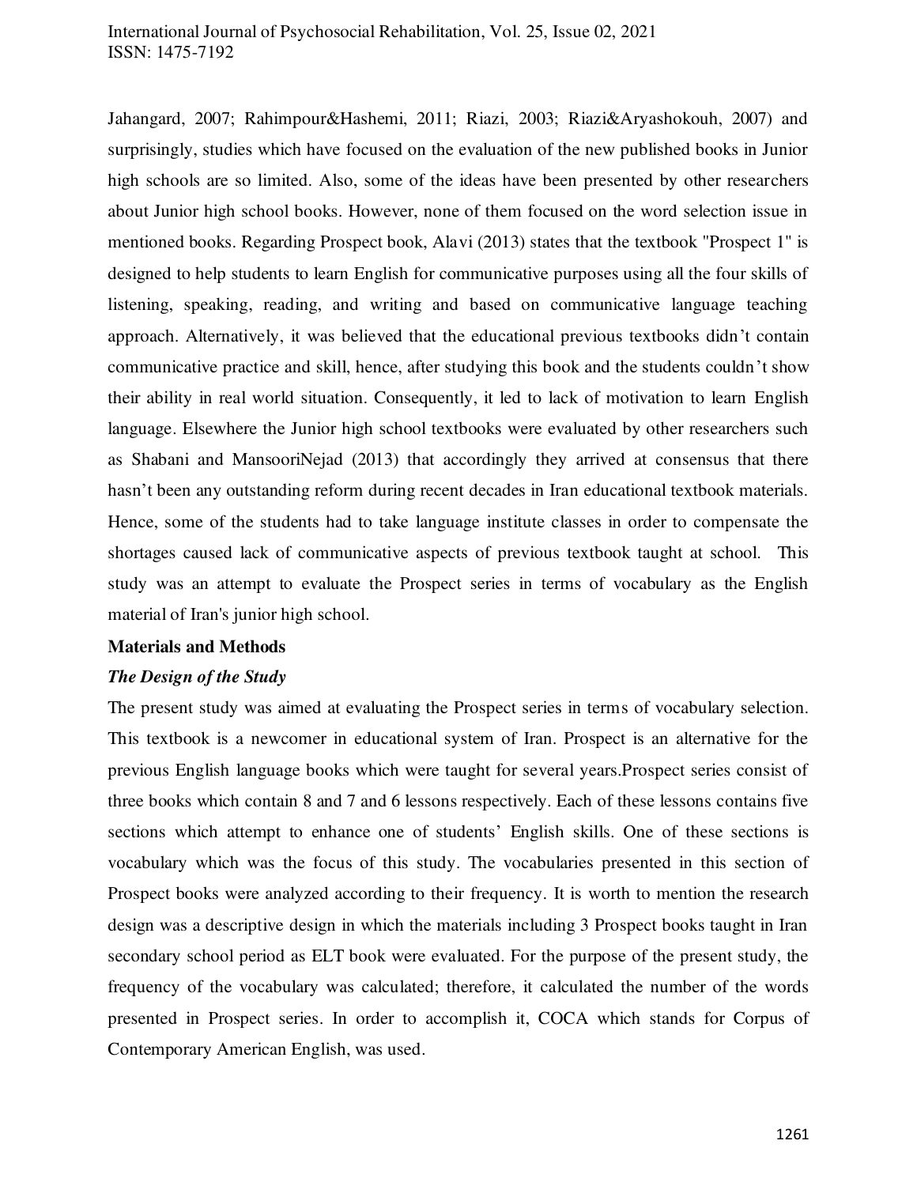Jahangard, 2007; Rahimpour&Hashemi, 2011; Riazi, 2003; Riazi&Aryashokouh, 2007) and surprisingly, studies which have focused on the evaluation of the new published books in Junior high schools are so limited. Also, some of the ideas have been presented by other researchers about Junior high school books. However, none of them focused on the word selection issue in mentioned books. Regarding Prospect book, Alavi (2013) states that the textbook "Prospect 1" is designed to help students to learn English for communicative purposes using all the four skills of listening, speaking, reading, and writing and based on communicative language teaching approach. Alternatively, it was believed that the educational previous textbooks didn't contain communicative practice and skill, hence, after studying this book and the students couldn't show their ability in real world situation. Consequently, it led to lack of motivation to learn English language. Elsewhere the Junior high school textbooks were evaluated by other researchers such as Shabani and MansooriNejad (2013) that accordingly they arrived at consensus that there hasn't been any outstanding reform during recent decades in Iran educational textbook materials. Hence, some of the students had to take language institute classes in order to compensate the shortages caused lack of communicative aspects of previous textbook taught at school. This study was an attempt to evaluate the Prospect series in terms of vocabulary as the English material of Iran's junior high school.

## Materials and Methods

### *The Design of the Study*

The present study was aimed at evaluating the Prospect series in terms of vocabulary selection. This textbook is a newcomer in educational system of Iran. Prospect is an alternative for the previous English language books which were taught for several years.Prospect series consist of three books which contain 8 and 7 and 6 lessons respectively. Each of these lessons contains five sections which attempt to enhance one of students' English skills. One of these sections is vocabulary which was the focus of this study. The vocabularies presented in this section of Prospect books were analyzed according to their frequency. It is worth to mention the research design was a descriptive design in which the materials including 3 Prospect books taught in Iran secondary school period as ELT book were evaluated. For the purpose of the present study, the frequency of the vocabulary was calculated; therefore, it calculated the number of the words presented in Prospect series. In order to accomplish it, COCA which stands for Corpus of Contemporary American English, was used.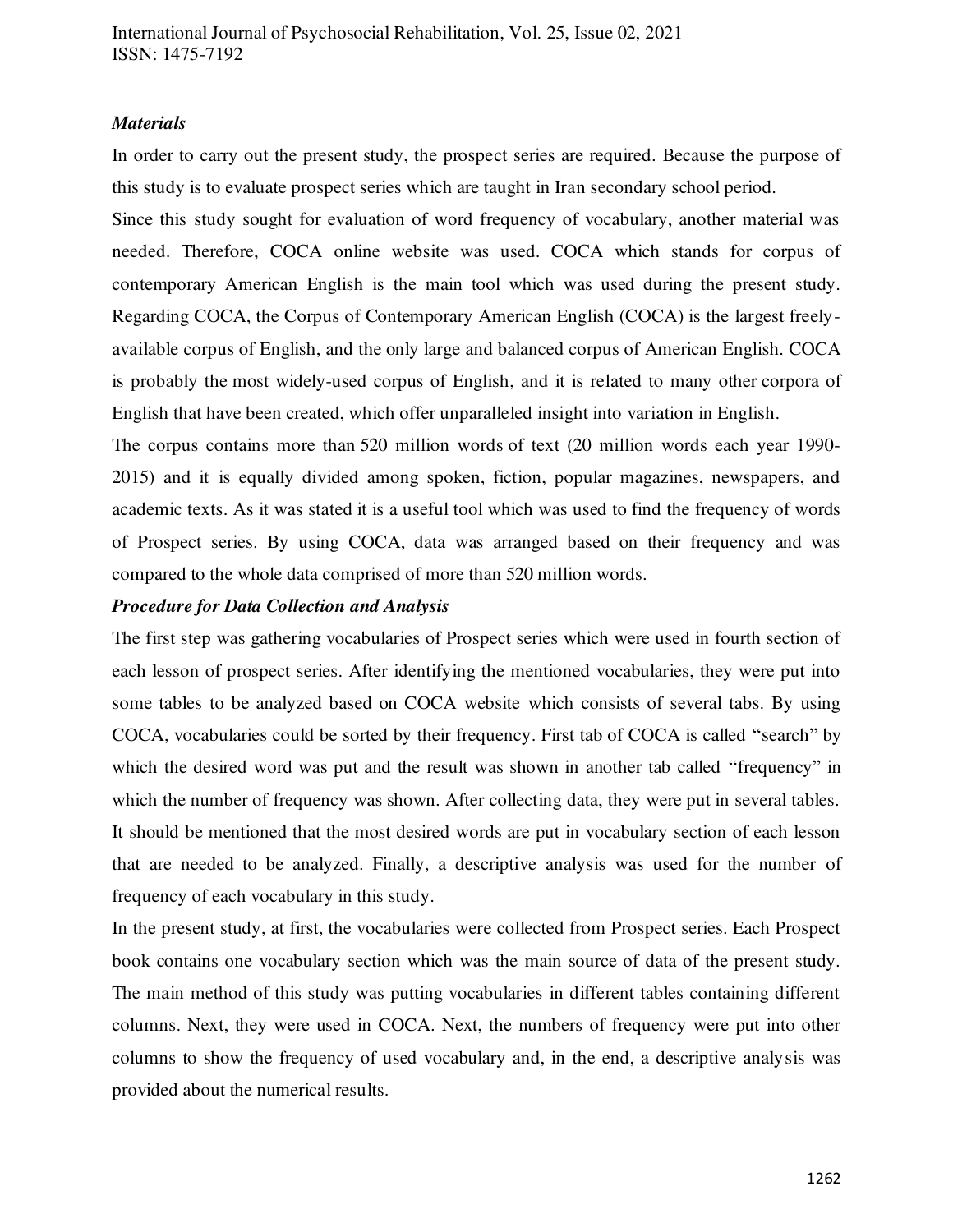### *Materials*

In order to carry out the present study, the prospect series are required. Because the purpose of this study is to evaluate prospect series which are taught in Iran secondary school period.

Since this study sought for evaluation of word frequency of vocabulary, another material was needed. Therefore, COCA online website was used. COCA which stands for corpus of contemporary American English is the main tool which was used during the present study. Regarding COCA, the Corpus of Contemporary American English (COCA) is the largest freely-available corpus of English, and the only large and balanced corpus of American English. COCA is probably the most widely-used corpus of English, and it is related to many other corpora of English that have been created, which offer unparalleled insight into variation in English.

The corpus contains more than 520 million words of text (20 million words each year 1990-2015) and it is equally divided among spoken, fiction, popular magazines, newspapers, and academic texts. As it was stated it is a useful tool which was used to find the frequency of words of Prospect series. By using COCA, data was arranged based on their frequency and was compared to the whole data comprised of more than 520 million words.

### *Procedure for Data Collection and Analysis*

The first step was gathering vocabularies of Prospect series which were used in fourth section of each lesson of prospect series. After identifying the mentioned vocabularies, they were put into some tables to be analyzed based on COCA website which consists of several tabs. By using COCA, vocabularies could be sorted by their frequency. First tab of COCA is called "search" by which the desired word was put and the result was shown in another tab called "frequency" in which the number of frequency was shown. After collecting data, they were put in several tables. It should be mentioned that the most desired words are put in vocabulary section of each lesson that are needed to be analyzed. Finally, a descriptive analysis was used for the number of frequency of each vocabulary in this study.

In the present study, at first, the vocabularies were collected from Prospect series. Each Prospect book contains one vocabulary section which was the main source of data of the present study. The main method of this study was putting vocabularies in different tables containing different columns. Next, they were used in COCA. Next, the numbers of frequency were put into other columns to show the frequency of used vocabulary and, in the end, a descriptive analysis was provided about the numerical results.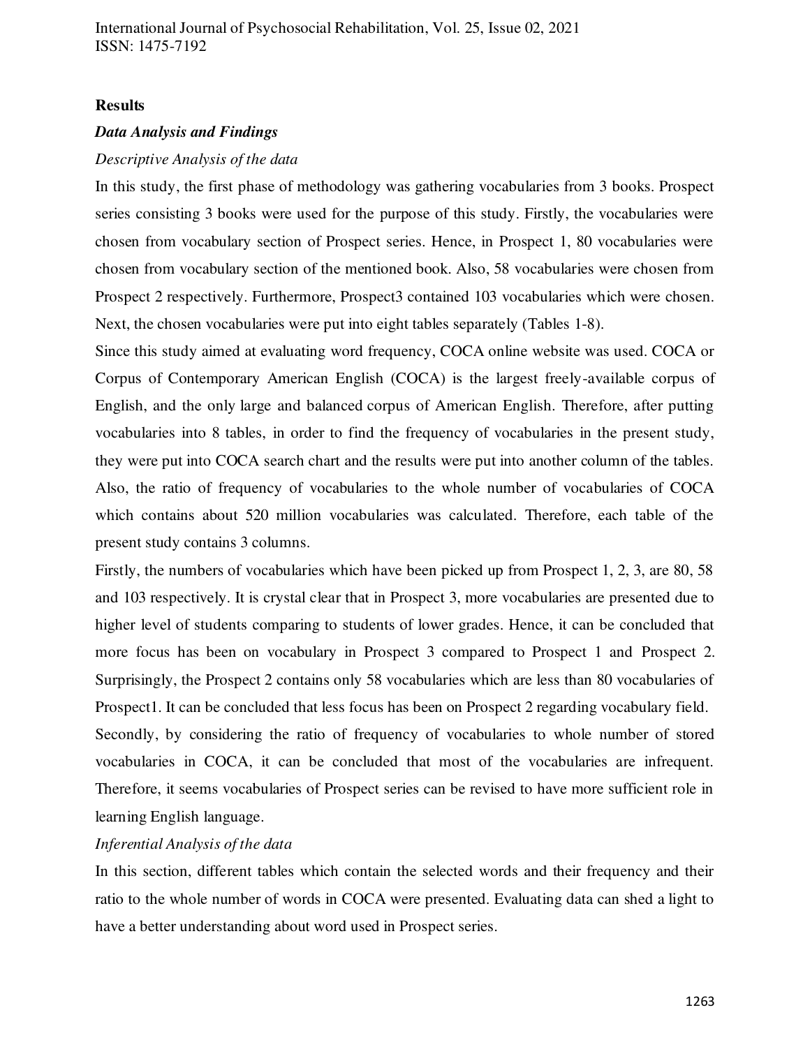## Results

### *Data Analysis and Findings*

*Descriptive Analysis of the data*

In this study, the first phase of methodology was gathering vocabularies from 3 books. Prospect series consisting 3 books were used for the purpose of this study. Firstly, the vocabularies were chosen from vocabulary section of Prospect series. Hence, in Prospect 1, 80 vocabularies were chosen from vocabulary section of the mentioned book. Also, 58 vocabularies were chosen from Prospect 2 respectively. Furthermore, Prospect3 contained 103 vocabularies which were chosen. Next, the chosen vocabularies were put into eight tables separately (Tables 1-8).

Since this study aimed at evaluating word frequency, COCA online website was used. COCA or Corpus of Contemporary American English (COCA) is the largest freely-available corpus of English, and the only large and balanced corpus of American English. Therefore, after putting vocabularies into 8 tables, in order to find the frequency of vocabularies in the present study, they were put into COCA search chart and the results were put into another column of the tables. Also, the ratio of frequency of vocabularies to the whole number of vocabularies of COCA which contains about 520 million vocabularies was calculated. Therefore, each table of the present study contains 3 columns.

Firstly, the numbers of vocabularies which have been picked up from Prospect 1, 2, 3, are 80, 58 and 103 respectively. It is crystal clear that in Prospect 3, more vocabularies are presented due to higher level of students comparing to students of lower grades. Hence, it can be concluded that more focus has been on vocabulary in Prospect 3 compared to Prospect 1 and Prospect 2. Surprisingly, the Prospect 2 contains only 58 vocabularies which are less than 80 vocabularies of Prospect1. It can be concluded that less focus has been on Prospect 2 regarding vocabulary field.

Secondly, by considering the ratio of frequency of vocabularies to whole number of stored vocabularies in COCA, it can be concluded that most of the vocabularies are infrequent. Therefore, it seems vocabularies of Prospect series can be revised to have more sufficient role in learning English language.

*Inferential Analysis of the data*

In this section, different tables which contain the selected words and their frequency and their ratio to the whole number of words in COCA were presented. Evaluating data can shed a light to have a better understanding about word used in Prospect series.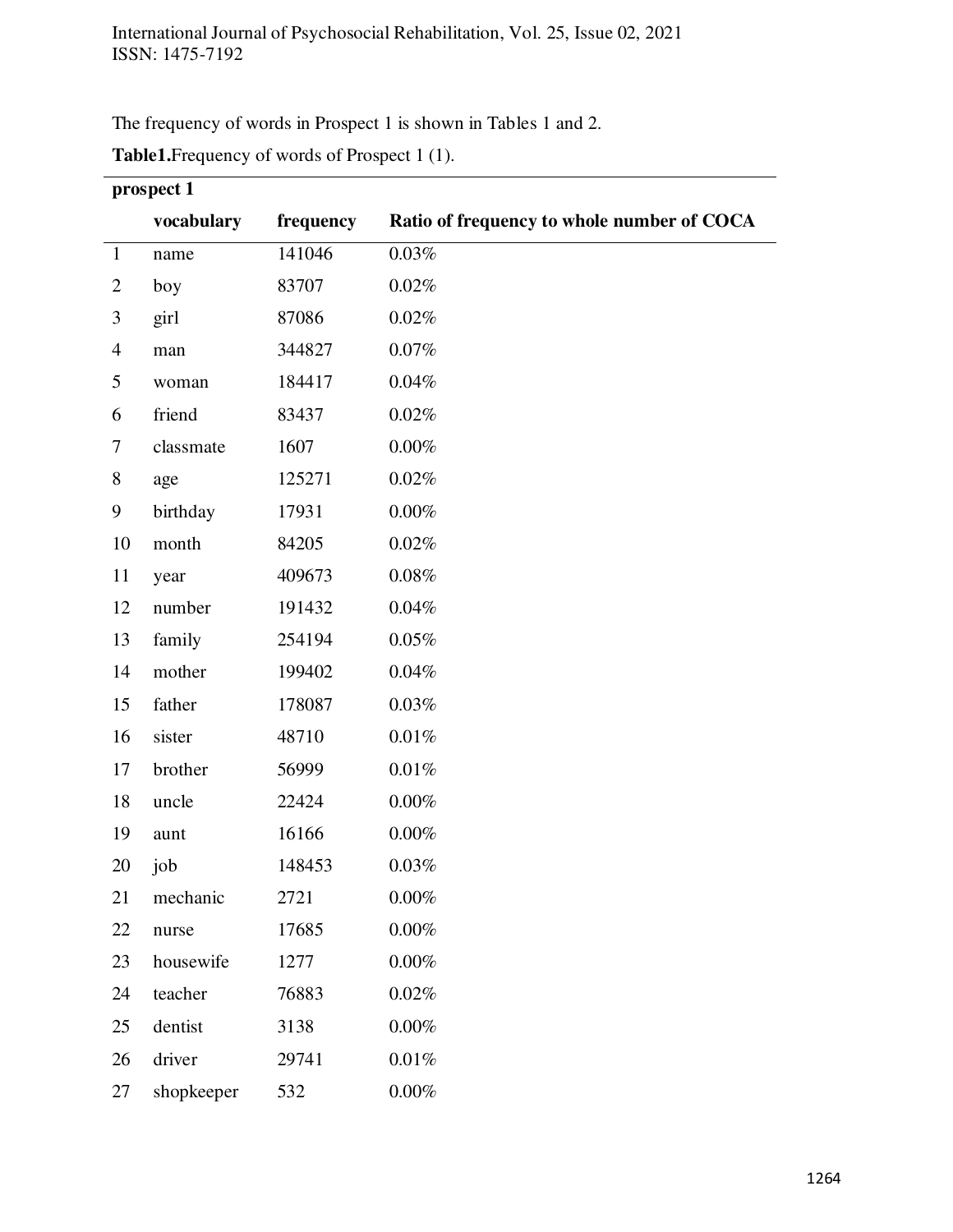The frequency of words in Prospect 1 is shown in Tables 1 and 2.

**Table1.**Frequency of words of Prospect 1 (1).

| **prospect 1** | | | |
|---|---|---|---|
| | **vocabulary** | **frequency** | **Ratio of frequency to whole number of COCA** |
| 1 | name | 141046 | 0.03% |
| 2 | boy | 83707 | 0.02% |
| 3 | girl | 87086 | 0.02% |
| 4 | man | 344827 | 0.07% |
| 5 | woman | 184417 | 0.04% |
| 6 | friend | 83437 | 0.02% |
| 7 | classmate | 1607 | 0.00% |
| 8 | age | 125271 | 0.02% |
| 9 | birthday | 17931 | 0.00% |
| 10 | month | 84205 | 0.02% |
| 11 | year | 409673 | 0.08% |
| 12 | number | 191432 | 0.04% |
| 13 | family | 254194 | 0.05% |
| 14 | mother | 199402 | 0.04% |
| 15 | father | 178087 | 0.03% |
| 16 | sister | 48710 | 0.01% |
| 17 | brother | 56999 | 0.01% |
| 18 | uncle | 22424 | 0.00% |
| 19 | aunt | 16166 | 0.00% |
| 20 | job | 148453 | 0.03% |
| 21 | mechanic | 2721 | 0.00% |
| 22 | nurse | 17685 | 0.00% |
| 23 | housewife | 1277 | 0.00% |
| 24 | teacher | 76883 | 0.02% |
| 25 | dentist | 3138 | 0.00% |
| 26 | driver | 29741 | 0.01% |
| 27 | shopkeeper | 532 | 0.00% |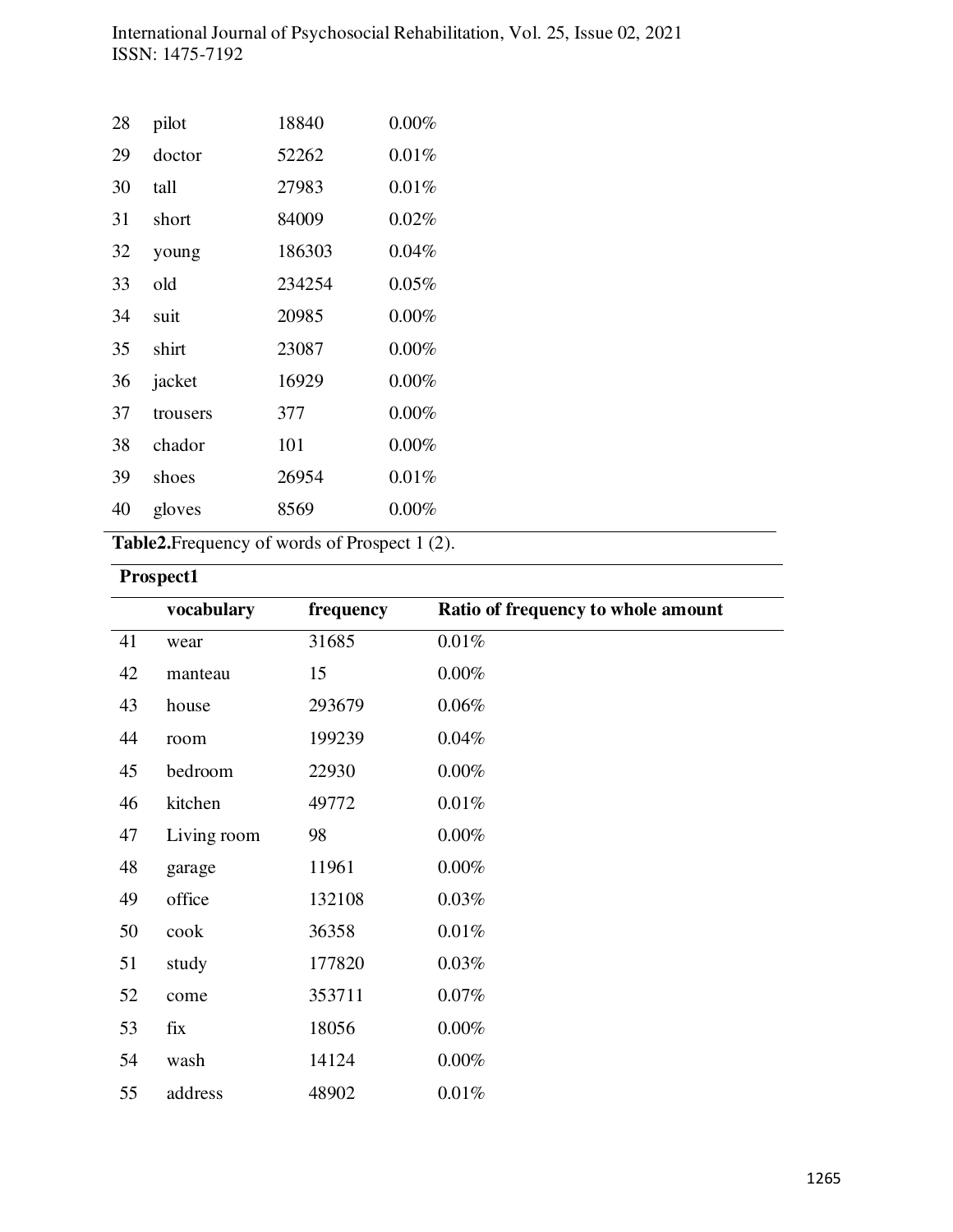| | | | |
|---|---|---|---|
| 28 | pilot | 18840 | 0.00% |
| 29 | doctor | 52262 | 0.01% |
| 30 | tall | 27983 | 0.01% |
| 31 | short | 84009 | 0.02% |
| 32 | young | 186303 | 0.04% |
| 33 | old | 234254 | 0.05% |
| 34 | suit | 20985 | 0.00% |
| 35 | shirt | 23087 | 0.00% |
| 36 | jacket | 16929 | 0.00% |
| 37 | trousers | 377 | 0.00% |
| 38 | chador | 101 | 0.00% |
| 39 | shoes | 26954 | 0.01% |
| 40 | gloves | 8569 | 0.00% |

**Table2.** Frequency of words of Prospect 1 (2).

| Prospect1 | | | |
|---|---|---|---|
| | **vocabulary** | **frequency** | **Ratio of frequency to whole amount** |
| 41 | wear | 31685 | 0.01% |
| 42 | manteau | 15 | 0.00% |
| 43 | house | 293679 | 0.06% |
| 44 | room | 199239 | 0.04% |
| 45 | bedroom | 22930 | 0.00% |
| 46 | kitchen | 49772 | 0.01% |
| 47 | Living room | 98 | 0.00% |
| 48 | garage | 11961 | 0.00% |
| 49 | office | 132108 | 0.03% |
| 50 | cook | 36358 | 0.01% |
| 51 | study | 177820 | 0.03% |
| 52 | come | 353711 | 0.07% |
| 53 | fix | 18056 | 0.00% |
| 54 | wash | 14124 | 0.00% |
| 55 | address | 48902 | 0.01% |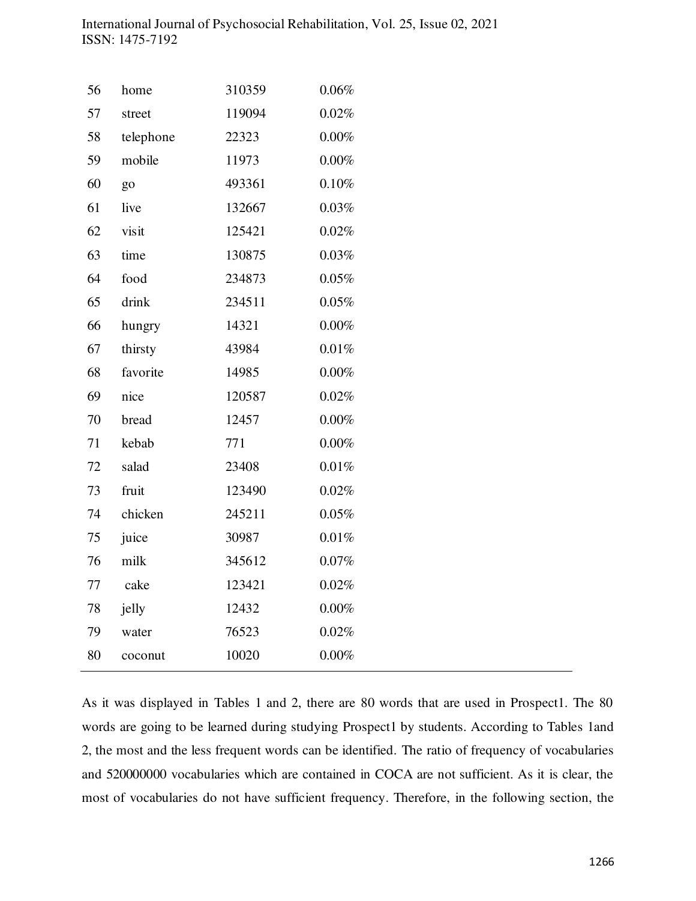| | | | |
|---|---|---|---|
| 56 | home | 310359 | 0.06% |
| 57 | street | 119094 | 0.02% |
| 58 | telephone | 22323 | 0.00% |
| 59 | mobile | 11973 | 0.00% |
| 60 | go | 493361 | 0.10% |
| 61 | live | 132667 | 0.03% |
| 62 | visit | 125421 | 0.02% |
| 63 | time | 130875 | 0.03% |
| 64 | food | 234873 | 0.05% |
| 65 | drink | 234511 | 0.05% |
| 66 | hungry | 14321 | 0.00% |
| 67 | thirsty | 43984 | 0.01% |
| 68 | favorite | 14985 | 0.00% |
| 69 | nice | 120587 | 0.02% |
| 70 | bread | 12457 | 0.00% |
| 71 | kebab | 771 | 0.00% |
| 72 | salad | 23408 | 0.01% |
| 73 | fruit | 123490 | 0.02% |
| 74 | chicken | 245211 | 0.05% |
| 75 | juice | 30987 | 0.01% |
| 76 | milk | 345612 | 0.07% |
| 77 | cake | 123421 | 0.02% |
| 78 | jelly | 12432 | 0.00% |
| 79 | water | 76523 | 0.02% |
| 80 | coconut | 10020 | 0.00% |

As it was displayed in Tables 1 and 2, there are 80 words that are used in Prospect1. The 80 words are going to be learned during studying Prospect1 by students. According to Tables 1and 2, the most and the less frequent words can be identified. The ratio of frequency of vocabularies and 520000000 vocabularies which are contained in COCA are not sufficient. As it is clear, the most of vocabularies do not have sufficient frequency. Therefore, in the following section, the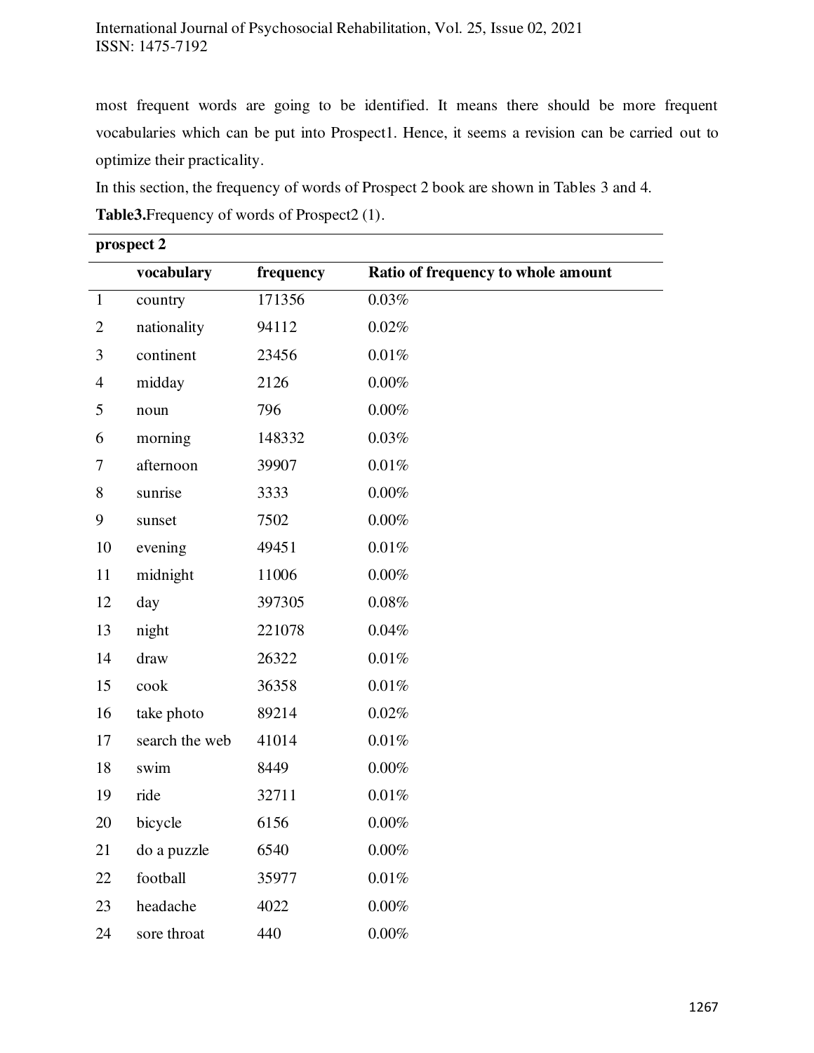most frequent words are going to be identified. It means there should be more frequent vocabularies which can be put into Prospect1. Hence, it seems a revision can be carried out to optimize their practicality.

In this section, the frequency of words of Prospect 2 book are shown in Tables 3 and 4.

**Table3.**Frequency of words of Prospect2 (1).

| **prospect 2** | | | |
|---|---|---|---|
| | **vocabulary** | **frequency** | **Ratio of frequency to whole amount** |
| 1 | country | 171356 | 0.03% |
| 2 | nationality | 94112 | 0.02% |
| 3 | continent | 23456 | 0.01% |
| 4 | midday | 2126 | 0.00% |
| 5 | noun | 796 | 0.00% |
| 6 | morning | 148332 | 0.03% |
| 7 | afternoon | 39907 | 0.01% |
| 8 | sunrise | 3333 | 0.00% |
| 9 | sunset | 7502 | 0.00% |
| 10 | evening | 49451 | 0.01% |
| 11 | midnight | 11006 | 0.00% |
| 12 | day | 397305 | 0.08% |
| 13 | night | 221078 | 0.04% |
| 14 | draw | 26322 | 0.01% |
| 15 | cook | 36358 | 0.01% |
| 16 | take photo | 89214 | 0.02% |
| 17 | search the web | 41014 | 0.01% |
| 18 | swim | 8449 | 0.00% |
| 19 | ride | 32711 | 0.01% |
| 20 | bicycle | 6156 | 0.00% |
| 21 | do a puzzle | 6540 | 0.00% |
| 22 | football | 35977 | 0.01% |
| 23 | headache | 4022 | 0.00% |
| 24 | sore throat | 440 | 0.00% |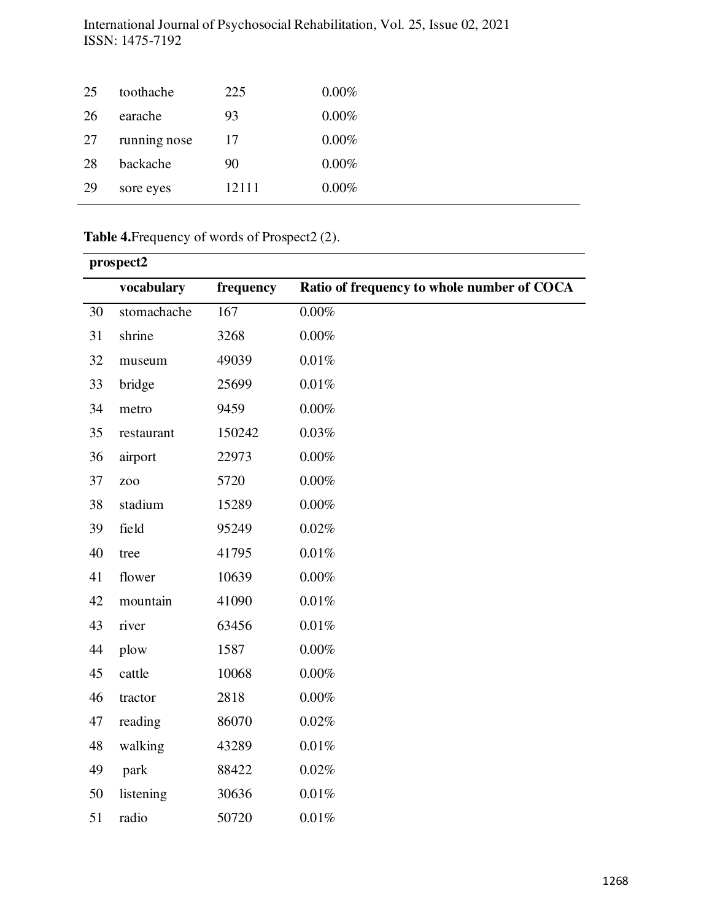| 25 | toothache | 225 | 0.00% |
|---|---|---|---|
| 26 | earache | 93 | 0.00% |
| 27 | running nose | 17 | 0.00% |
| 28 | backache | 90 | 0.00% |
| 29 | sore eyes | 12111 | 0.00% |

**Table 4.**Frequency of words of Prospect2 (2).

| **prospect2** | | | |
|---|---|---|---|
| | **vocabulary** | **frequency** | **Ratio of frequency to whole number of COCA** |
| 30 | stomachache | 167 | 0.00% |
| 31 | shrine | 3268 | 0.00% |
| 32 | museum | 49039 | 0.01% |
| 33 | bridge | 25699 | 0.01% |
| 34 | metro | 9459 | 0.00% |
| 35 | restaurant | 150242 | 0.03% |
| 36 | airport | 22973 | 0.00% |
| 37 | zoo | 5720 | 0.00% |
| 38 | stadium | 15289 | 0.00% |
| 39 | field | 95249 | 0.02% |
| 40 | tree | 41795 | 0.01% |
| 41 | flower | 10639 | 0.00% |
| 42 | mountain | 41090 | 0.01% |
| 43 | river | 63456 | 0.01% |
| 44 | plow | 1587 | 0.00% |
| 45 | cattle | 10068 | 0.00% |
| 46 | tractor | 2818 | 0.00% |
| 47 | reading | 86070 | 0.02% |
| 48 | walking | 43289 | 0.01% |
| 49 | park | 88422 | 0.02% |
| 50 | listening | 30636 | 0.01% |
| 51 | radio | 50720 | 0.01% |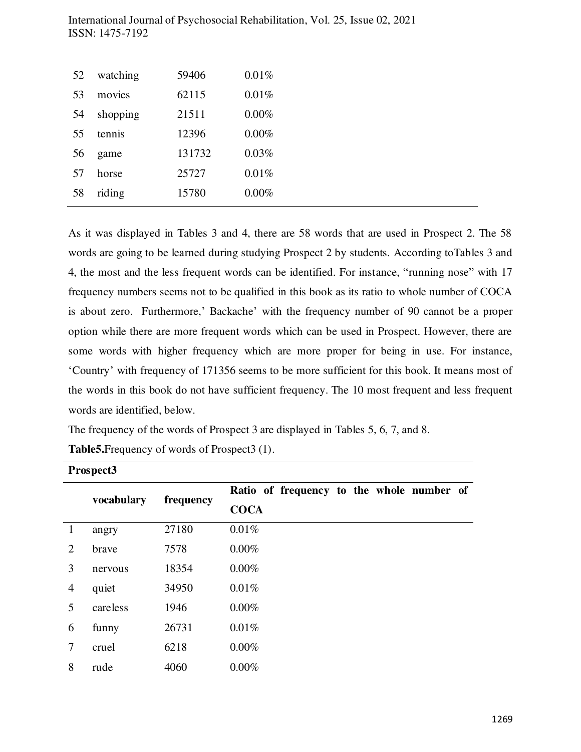| | | | |
|---|---|---|---|
| 52 | watching | 59406 | 0.01% |
| 53 | movies | 62115 | 0.01% |
| 54 | shopping | 21511 | 0.00% |
| 55 | tennis | 12396 | 0.00% |
| 56 | game | 131732 | 0.03% |
| 57 | horse | 25727 | 0.01% |
| 58 | riding | 15780 | 0.00% |

As it was displayed in Tables 3 and 4, there are 58 words that are used in Prospect 2. The 58 words are going to be learned during studying Prospect 2 by students. According toTables 3 and 4, the most and the less frequent words can be identified. For instance, "running nose" with 17 frequency numbers seems not to be qualified in this book as its ratio to whole number of COCA is about zero. Furthermore,' Backache' with the frequency number of 90 cannot be a proper option while there are more frequent words which can be used in Prospect. However, there are some words with higher frequency which are more proper for being in use. For instance, 'Country' with frequency of 171356 seems to be more sufficient for this book. It means most of the words in this book do not have sufficient frequency. The 10 most frequent and less frequent words are identified, below.

The frequency of the words of Prospect 3 are displayed in Tables 5, 6, 7, and 8.

**Table5.**Frequency of words of Prospect3 (1).

| **Prospect3** | | | |
|---|---|---|---|
| | **vocabulary** | **frequency** | **Ratio of frequency to the whole number of COCA** |
| 1 | angry | 27180 | 0.01% |
| 2 | brave | 7578 | 0.00% |
| 3 | nervous | 18354 | 0.00% |
| 4 | quiet | 34950 | 0.01% |
| 5 | careless | 1946 | 0.00% |
| 6 | funny | 26731 | 0.01% |
| 7 | cruel | 6218 | 0.00% |
| 8 | rude | 4060 | 0.00% |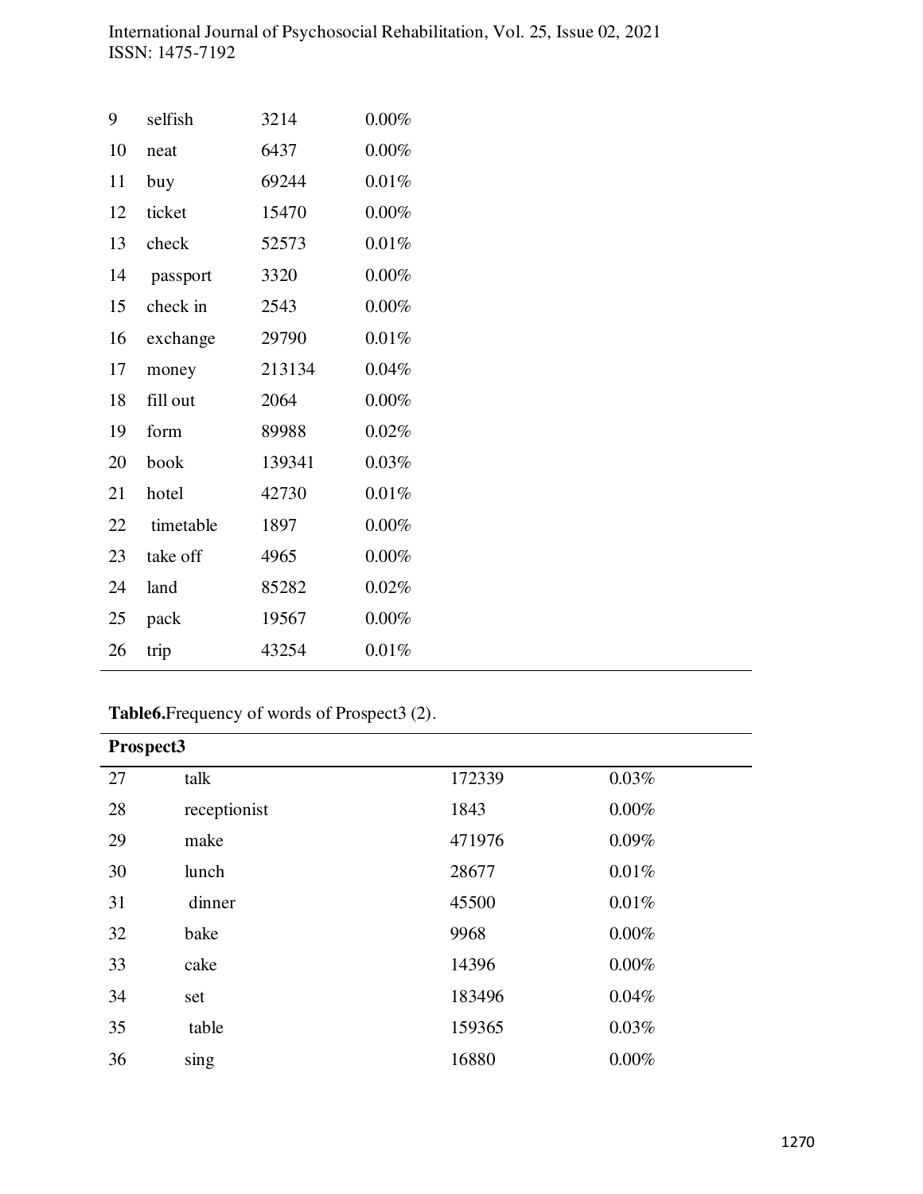| | | | |
|---|---|---|---|
| 9 | selfish | 3214 | 0.00% |
| 10 | neat | 6437 | 0.00% |
| 11 | buy | 69244 | 0.01% |
| 12 | ticket | 15470 | 0.00% |
| 13 | check | 52573 | 0.01% |
| 14 | passport | 3320 | 0.00% |
| 15 | check in | 2543 | 0.00% |
| 16 | exchange | 29790 | 0.01% |
| 17 | money | 213134 | 0.04% |
| 18 | fill out | 2064 | 0.00% |
| 19 | form | 89988 | 0.02% |
| 20 | book | 139341 | 0.03% |
| 21 | hotel | 42730 | 0.01% |
| 22 | timetable | 1897 | 0.00% |
| 23 | take off | 4965 | 0.00% |
| 24 | land | 85282 | 0.02% |
| 25 | pack | 19567 | 0.00% |
| 26 | trip | 43254 | 0.01% |

**Table6.**Frequency of words of Prospect3 (2).

| **Prospect3** | | | |
|---|---|---|---|
| 27 | talk | 172339 | 0.03% |
| 28 | receptionist | 1843 | 0.00% |
| 29 | make | 471976 | 0.09% |
| 30 | lunch | 28677 | 0.01% |
| 31 | dinner | 45500 | 0.01% |
| 32 | bake | 9968 | 0.00% |
| 33 | cake | 14396 | 0.00% |
| 34 | set | 183496 | 0.04% |
| 35 | table | 159365 | 0.03% |
| 36 | sing | 16880 | 0.00% |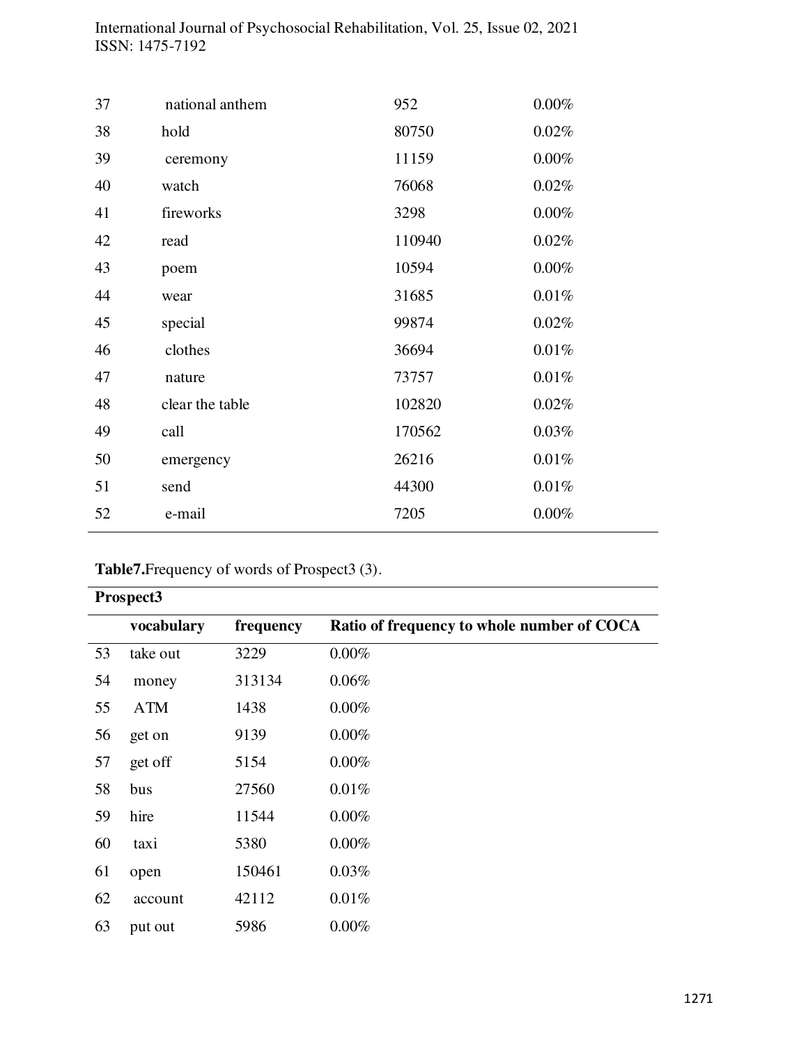| | | | |
|---|---|---|---|
| 37 | national anthem | 952 | 0.00% |
| 38 | hold | 80750 | 0.02% |
| 39 | ceremony | 11159 | 0.00% |
| 40 | watch | 76068 | 0.02% |
| 41 | fireworks | 3298 | 0.00% |
| 42 | read | 110940 | 0.02% |
| 43 | poem | 10594 | 0.00% |
| 44 | wear | 31685 | 0.01% |
| 45 | special | 99874 | 0.02% |
| 46 | clothes | 36694 | 0.01% |
| 47 | nature | 73757 | 0.01% |
| 48 | clear the table | 102820 | 0.02% |
| 49 | call | 170562 | 0.03% |
| 50 | emergency | 26216 | 0.01% |
| 51 | send | 44300 | 0.01% |
| 52 | e-mail | 7205 | 0.00% |

**Table7.**Frequency of words of Prospect3 (3).

| **Prospect3** | | | |
|---|---|---|---|
| | **vocabulary** | **frequency** | **Ratio of frequency to whole number of COCA** |
| 53 | take out | 3229 | 0.00% |
| 54 | money | 313134 | 0.06% |
| 55 | ATM | 1438 | 0.00% |
| 56 | get on | 9139 | 0.00% |
| 57 | get off | 5154 | 0.00% |
| 58 | bus | 27560 | 0.01% |
| 59 | hire | 11544 | 0.00% |
| 60 | taxi | 5380 | 0.00% |
| 61 | open | 150461 | 0.03% |
| 62 | account | 42112 | 0.01% |
| 63 | put out | 5986 | 0.00% |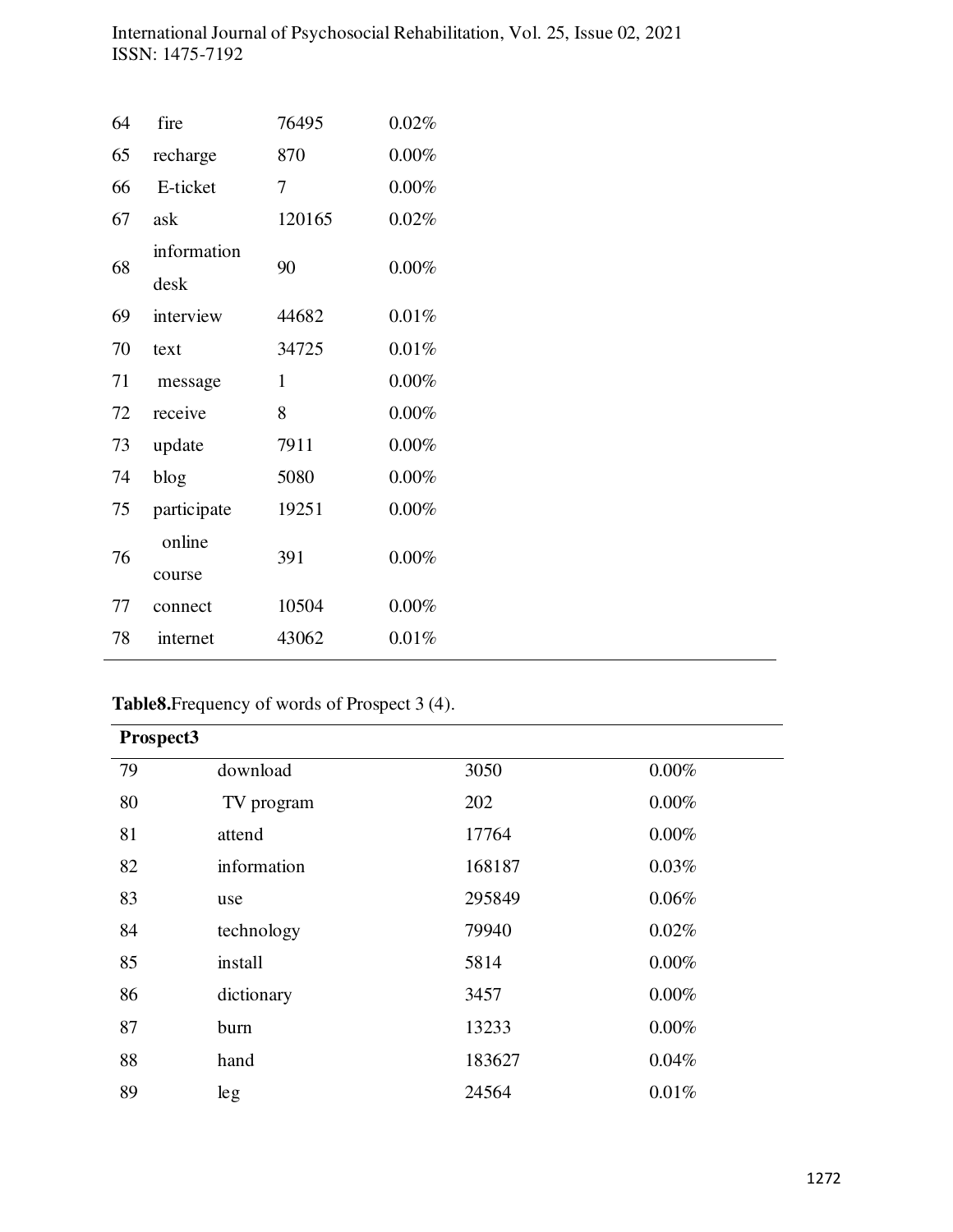| | | | |
|---|---|---|---|
| 64 | fire | 76495 | 0.02% |
| 65 | recharge | 870 | 0.00% |
| 66 | E-ticket | 7 | 0.00% |
| 67 | ask | 120165 | 0.02% |
| 68 | information desk | 90 | 0.00% |
| 69 | interview | 44682 | 0.01% |
| 70 | text | 34725 | 0.01% |
| 71 | message | 1 | 0.00% |
| 72 | receive | 8 | 0.00% |
| 73 | update | 7911 | 0.00% |
| 74 | blog | 5080 | 0.00% |
| 75 | participate | 19251 | 0.00% |
| 76 | online course | 391 | 0.00% |
| 77 | connect | 10504 | 0.00% |
| 78 | internet | 43062 | 0.01% |

**Table8.**Frequency of words of Prospect 3 (4).

| **Prospect3** | | | |
|---|---|---|---|
| 79 | download | 3050 | 0.00% |
| 80 | TV program | 202 | 0.00% |
| 81 | attend | 17764 | 0.00% |
| 82 | information | 168187 | 0.03% |
| 83 | use | 295849 | 0.06% |
| 84 | technology | 79940 | 0.02% |
| 85 | install | 5814 | 0.00% |
| 86 | dictionary | 3457 | 0.00% |
| 87 | burn | 13233 | 0.00% |
| 88 | hand | 183627 | 0.04% |
| 89 | leg | 24564 | 0.01% |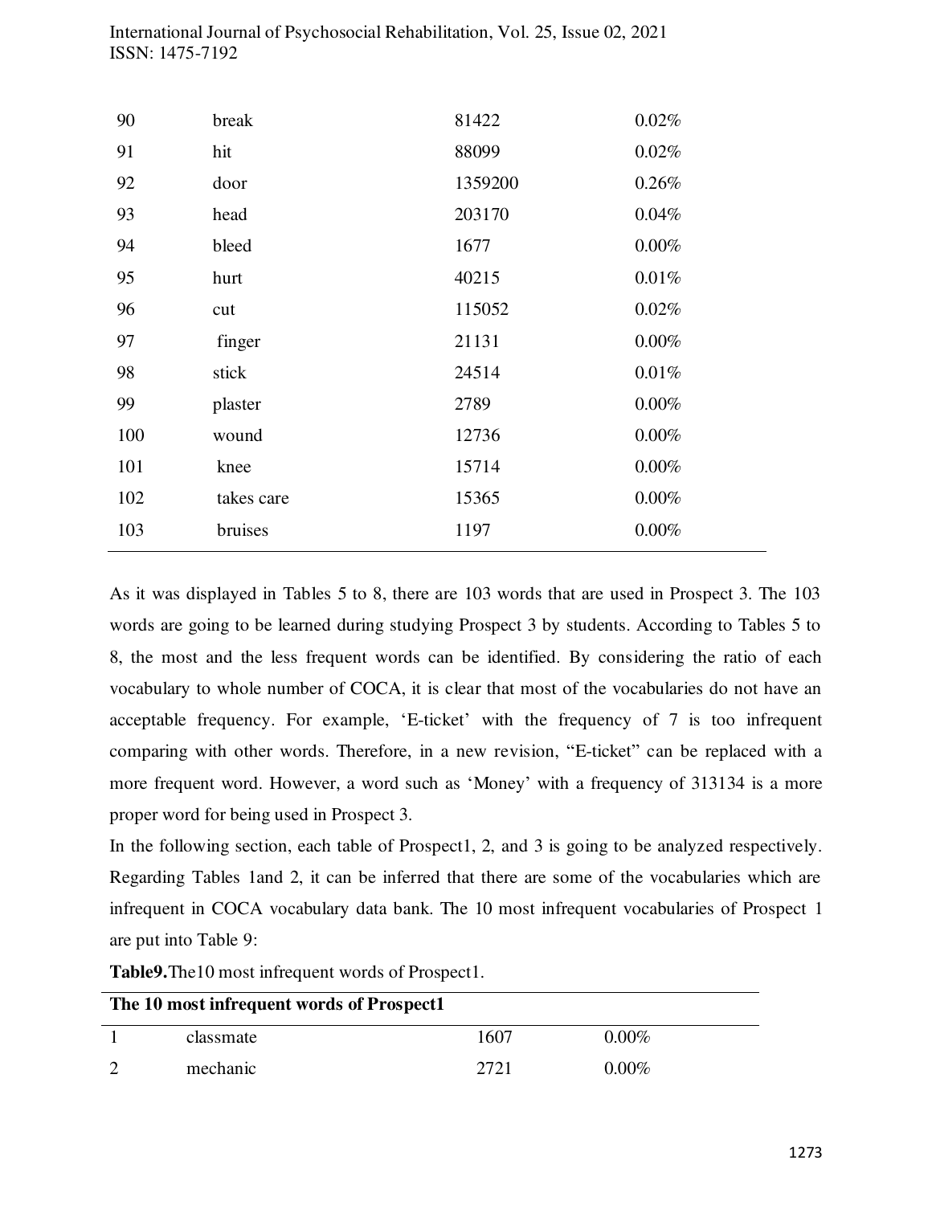| | | | |
|---|---|---|---|
| 90 | break | 81422 | 0.02% |
| 91 | hit | 88099 | 0.02% |
| 92 | door | 1359200 | 0.26% |
| 93 | head | 203170 | 0.04% |
| 94 | bleed | 1677 | 0.00% |
| 95 | hurt | 40215 | 0.01% |
| 96 | cut | 115052 | 0.02% |
| 97 | finger | 21131 | 0.00% |
| 98 | stick | 24514 | 0.01% |
| 99 | plaster | 2789 | 0.00% |
| 100 | wound | 12736 | 0.00% |
| 101 | knee | 15714 | 0.00% |
| 102 | takes care | 15365 | 0.00% |
| 103 | bruises | 1197 | 0.00% |

As it was displayed in Tables 5 to 8, there are 103 words that are used in Prospect 3. The 103 words are going to be learned during studying Prospect 3 by students. According to Tables 5 to 8, the most and the less frequent words can be identified. By considering the ratio of each vocabulary to whole number of COCA, it is clear that most of the vocabularies do not have an acceptable frequency. For example, 'E-ticket' with the frequency of 7 is too infrequent comparing with other words. Therefore, in a new revision, "E-ticket" can be replaced with a more frequent word. However, a word such as 'Money' with a frequency of 313134 is a more proper word for being used in Prospect 3.

In the following section, each table of Prospect1, 2, and 3 is going to be analyzed respectively. Regarding Tables 1and 2, it can be inferred that there are some of the vocabularies which are infrequent in COCA vocabulary data bank. The 10 most infrequent vocabularies of Prospect 1 are put into Table 9:

**Table9.**The10 most infrequent words of Prospect1.

| **The 10 most infrequent words of Prospect1** | | | |
|---|---|---|---|
| 1 | classmate | 1607 | 0.00% |
| 2 | mechanic | 2721 | 0.00% |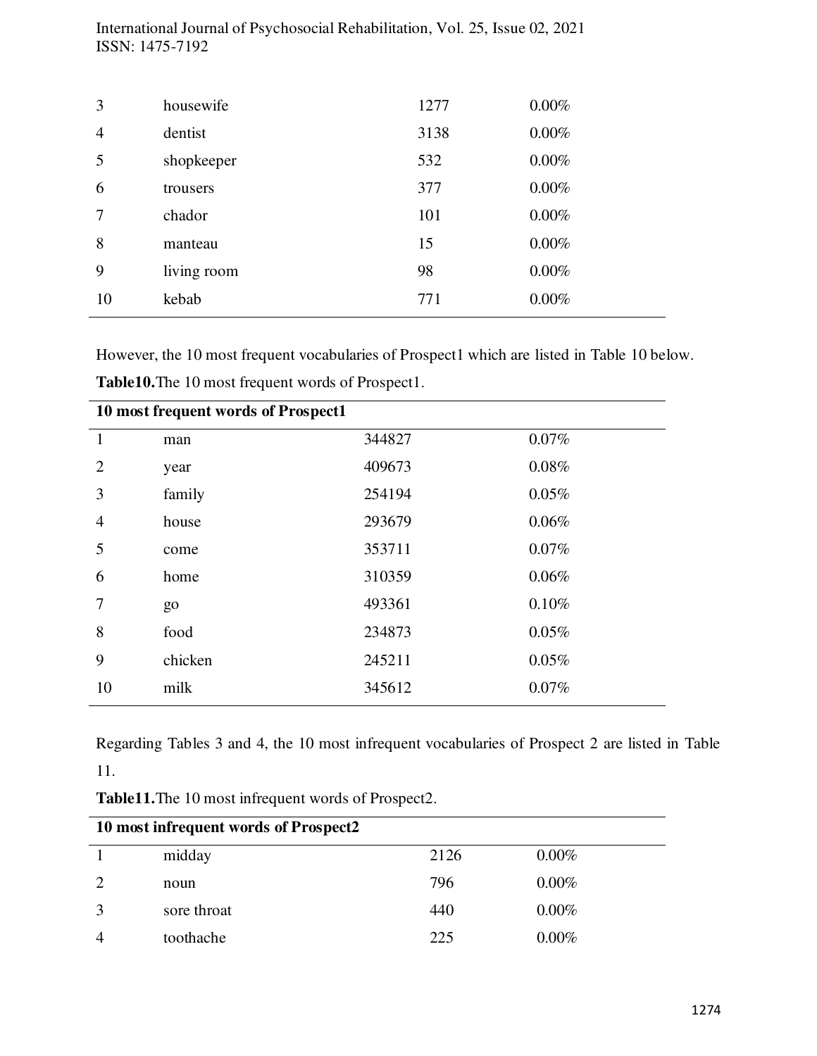| | | | |
|---|---|---|---|
| 3 | housewife | 1277 | 0.00% |
| 4 | dentist | 3138 | 0.00% |
| 5 | shopkeeper | 532 | 0.00% |
| 6 | trousers | 377 | 0.00% |
| 7 | chador | 101 | 0.00% |
| 8 | manteau | 15 | 0.00% |
| 9 | living room | 98 | 0.00% |
| 10 | kebab | 771 | 0.00% |

However, the 10 most frequent vocabularies of Prospect1 which are listed in Table 10 below.

**Table10.**The 10 most frequent words of Prospect1.

| **10 most frequent words of Prospect1** | | | |
|---|---|---|---|
| 1 | man | 344827 | 0.07% |
| 2 | year | 409673 | 0.08% |
| 3 | family | 254194 | 0.05% |
| 4 | house | 293679 | 0.06% |
| 5 | come | 353711 | 0.07% |
| 6 | home | 310359 | 0.06% |
| 7 | go | 493361 | 0.10% |
| 8 | food | 234873 | 0.05% |
| 9 | chicken | 245211 | 0.05% |
| 10 | milk | 345612 | 0.07% |

Regarding Tables 3 and 4, the 10 most infrequent vocabularies of Prospect 2 are listed in Table 11.

**Table11.**The 10 most infrequent words of Prospect2.

| **10 most infrequent words of Prospect2** | | | |
|---|---|---|---|
| 1 | midday | 2126 | 0.00% |
| 2 | noun | 796 | 0.00% |
| 3 | sore throat | 440 | 0.00% |
| 4 | toothache | 225 | 0.00% |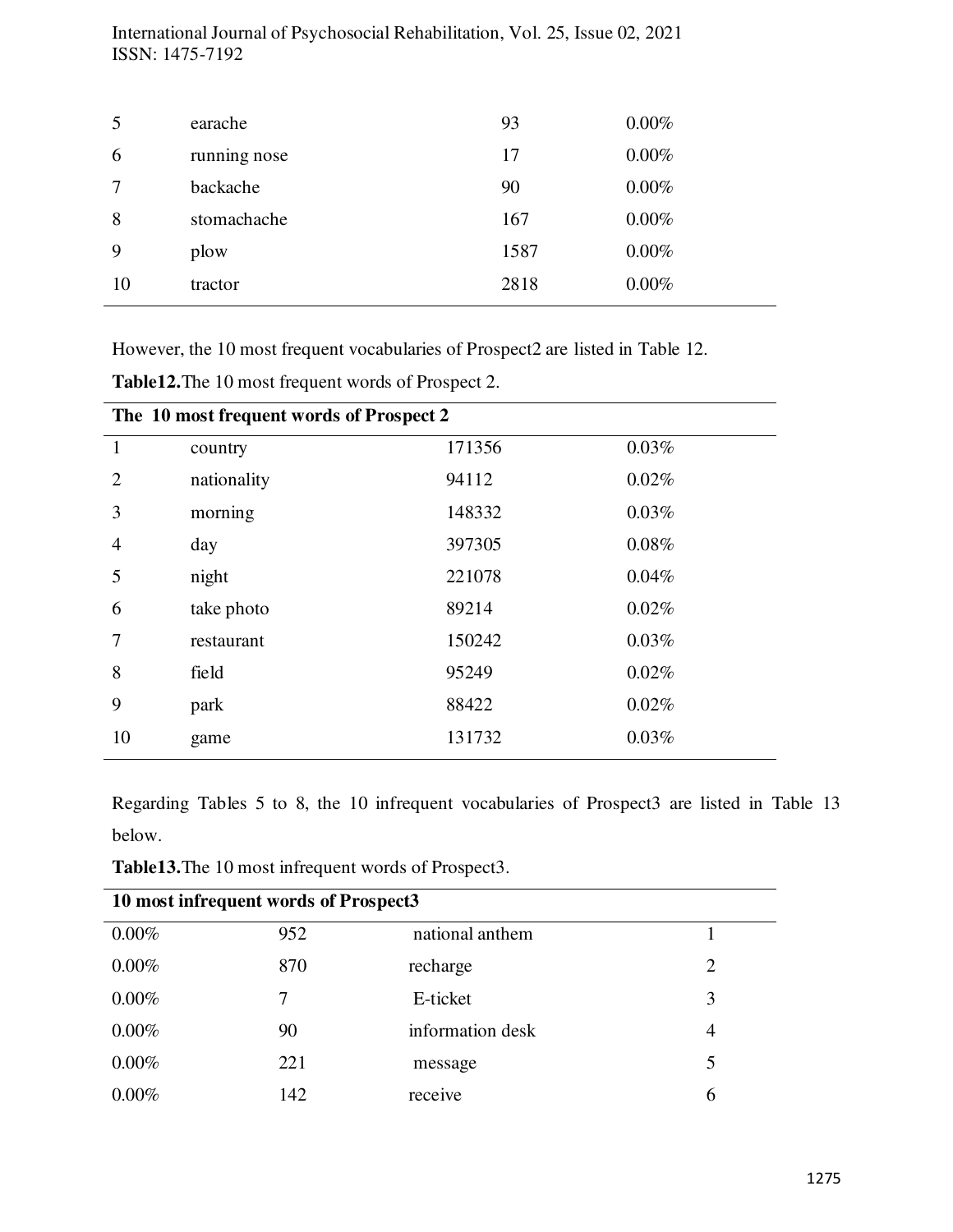| | | | |
|---|---|---|---|
| 5 | earache | 93 | 0.00% |
| 6 | running nose | 17 | 0.00% |
| 7 | backache | 90 | 0.00% |
| 8 | stomachache | 167 | 0.00% |
| 9 | plow | 1587 | 0.00% |
| 10 | tractor | 2818 | 0.00% |

However, the 10 most frequent vocabularies of Prospect2 are listed in Table 12.

**Table12.** The 10 most frequent words of Prospect 2.

| The 10 most frequent words of Prospect 2 | | | |
|---|---|---|---|
| 1 | country | 171356 | 0.03% |
| 2 | nationality | 94112 | 0.02% |
| 3 | morning | 148332 | 0.03% |
| 4 | day | 397305 | 0.08% |
| 5 | night | 221078 | 0.04% |
| 6 | take photo | 89214 | 0.02% |
| 7 | restaurant | 150242 | 0.03% |
| 8 | field | 95249 | 0.02% |
| 9 | park | 88422 | 0.02% |
| 10 | game | 131732 | 0.03% |

Regarding Tables 5 to 8, the 10 infrequent vocabularies of Prospect3 are listed in Table 13 below.

**Table13.** The 10 most infrequent words of Prospect3.

| 10 most infrequent words of Prospect3 | | | |
|---|---|---|---|
| 0.00% | 952 | national anthem | 1 |
| 0.00% | 870 | recharge | 2 |
| 0.00% | 7 | E-ticket | 3 |
| 0.00% | 90 | information desk | 4 |
| 0.00% | 221 | message | 5 |
| 0.00% | 142 | receive | 6 |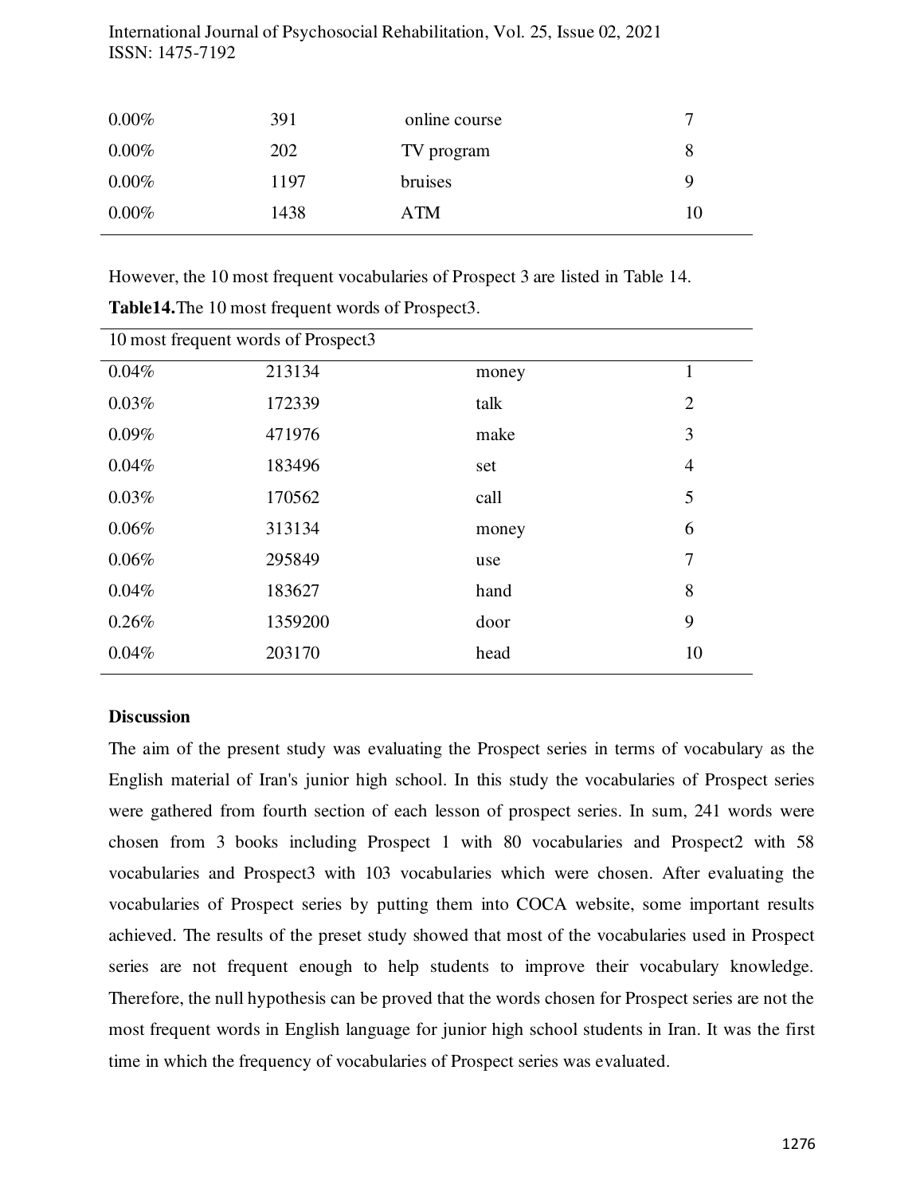| | | | |
|---|---|---|---|
| 0.00% | 391 | online course | 7 |
| 0.00% | 202 | TV program | 8 |
| 0.00% | 1197 | bruises | 9 |
| 0.00% | 1438 | ATM | 10 |

However, the 10 most frequent vocabularies of Prospect 3 are listed in Table 14.

**Table14.** The 10 most frequent words of Prospect3.

| 10 most frequent words of Prospect3 | | | |
|---|---|---|---|
| 0.04% | 213134 | money | 1 |
| 0.03% | 172339 | talk | 2 |
| 0.09% | 471976 | make | 3 |
| 0.04% | 183496 | set | 4 |
| 0.03% | 170562 | call | 5 |
| 0.06% | 313134 | money | 6 |
| 0.06% | 295849 | use | 7 |
| 0.04% | 183627 | hand | 8 |
| 0.26% | 1359200 | door | 9 |
| 0.04% | 203170 | head | 10 |

**Discussion**

The aim of the present study was evaluating the Prospect series in terms of vocabulary as the English material of Iran's junior high school. In this study the vocabularies of Prospect series were gathered from fourth section of each lesson of prospect series. In sum, 241 words were chosen from 3 books including Prospect 1 with 80 vocabularies and Prospect2 with 58 vocabularies and Prospect3 with 103 vocabularies which were chosen. After evaluating the vocabularies of Prospect series by putting them into COCA website, some important results achieved. The results of the preset study showed that most of the vocabularies used in Prospect series are not frequent enough to help students to improve their vocabulary knowledge. Therefore, the null hypothesis can be proved that the words chosen for Prospect series are not the most frequent words in English language for junior high school students in Iran. It was the first time in which the frequency of vocabularies of Prospect series was evaluated.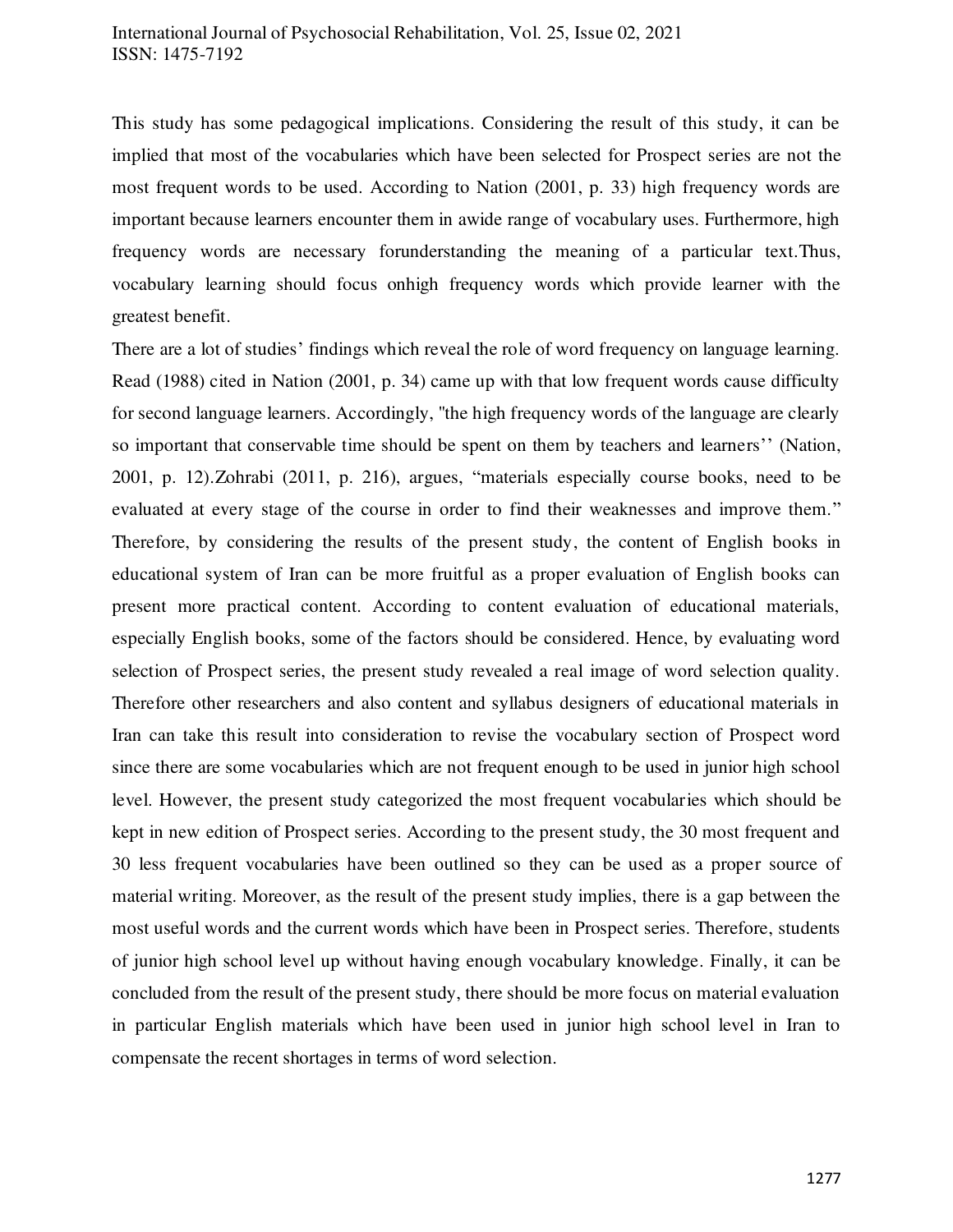This study has some pedagogical implications. Considering the result of this study, it can be implied that most of the vocabularies which have been selected for Prospect series are not the most frequent words to be used. According to Nation (2001, p. 33) high frequency words are important because learners encounter them in awide range of vocabulary uses. Furthermore, high frequency words are necessary forunderstanding the meaning of a particular text.Thus, vocabulary learning should focus onhigh frequency words which provide learner with the greatest benefit.

There are a lot of studies' findings which reveal the role of word frequency on language learning. Read (1988) cited in Nation (2001, p. 34) came up with that low frequent words cause difficulty for second language learners. Accordingly, "the high frequency words of the language are clearly so important that conservable time should be spent on them by teachers and learners'' (Nation, 2001, p. 12).Zohrabi (2011, p. 216), argues, "materials especially course books, need to be evaluated at every stage of the course in order to find their weaknesses and improve them." Therefore, by considering the results of the present study, the content of English books in educational system of Iran can be more fruitful as a proper evaluation of English books can present more practical content. According to content evaluation of educational materials, especially English books, some of the factors should be considered. Hence, by evaluating word selection of Prospect series, the present study revealed a real image of word selection quality. Therefore other researchers and also content and syllabus designers of educational materials in Iran can take this result into consideration to revise the vocabulary section of Prospect word since there are some vocabularies which are not frequent enough to be used in junior high school level. However, the present study categorized the most frequent vocabularies which should be kept in new edition of Prospect series. According to the present study, the 30 most frequent and 30 less frequent vocabularies have been outlined so they can be used as a proper source of material writing. Moreover, as the result of the present study implies, there is a gap between the most useful words and the current words which have been in Prospect series. Therefore, students of junior high school level up without having enough vocabulary knowledge. Finally, it can be concluded from the result of the present study, there should be more focus on material evaluation in particular English materials which have been used in junior high school level in Iran to compensate the recent shortages in terms of word selection.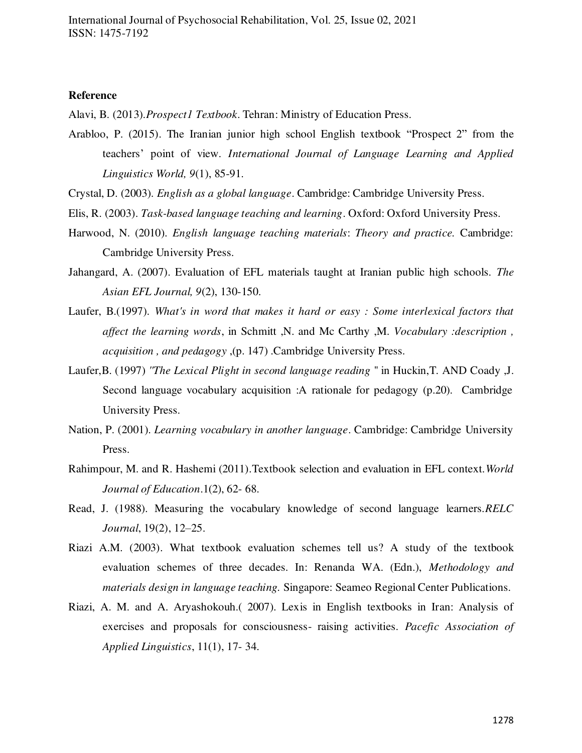**Reference**

Alavi, B. (2013).*Prospect1 Textbook*. Tehran: Ministry of Education Press.

Arabloo, P. (2015). The Iranian junior high school English textbook "Prospect 2" from the teachers' point of view. *International Journal of Language Learning and Applied Linguistics World, 9*(1), 85-91.

Crystal, D. (2003). *English as a global language*. Cambridge: Cambridge University Press.

Elis, R. (2003). *Task-based language teaching and learning*. Oxford: Oxford University Press.

Harwood, N. (2010). *English language teaching materials*: *Theory and practice.* Cambridge: Cambridge University Press.

Jahangard, A. (2007). Evaluation of EFL materials taught at Iranian public high schools. *The Asian EFL Journal, 9*(2), 130-150.

Laufer, B.(1997). *What's in word that makes it hard or easy : Some interlexical factors that affect the learning words*, in Schmitt ,N. and Mc Carthy ,M. *Vocabulary :description , acquisition , and pedagogy* ,(p. 147) .Cambridge University Press.

Laufer,B. (1997) *"The Lexical Plight in second language reading* " in Huckin,T. AND Coady ,J. Second language vocabulary acquisition :A rationale for pedagogy (p.20). Cambridge University Press.

Nation, P. (2001). *Learning vocabulary in another language*. Cambridge: Cambridge University Press.

Rahimpour, M. and R. Hashemi (2011).Textbook selection and evaluation in EFL context.*World Journal of Education*.1(2), 62- 68.

Read, J. (1988). Measuring the vocabulary knowledge of second language learners.*RELC Journal*, 19(2), 12–25.

Riazi A.M. (2003). What textbook evaluation schemes tell us? A study of the textbook evaluation schemes of three decades. In: Renanda WA. (Edn.), *Methodology and materials design in language teaching.* Singapore: Seameo Regional Center Publications.

Riazi, A. M. and A. Aryashokouh.( 2007). Lexis in English textbooks in Iran: Analysis of exercises and proposals for consciousness- raising activities. *Pacefic Association of Applied Linguistics*, 11(1), 17- 34.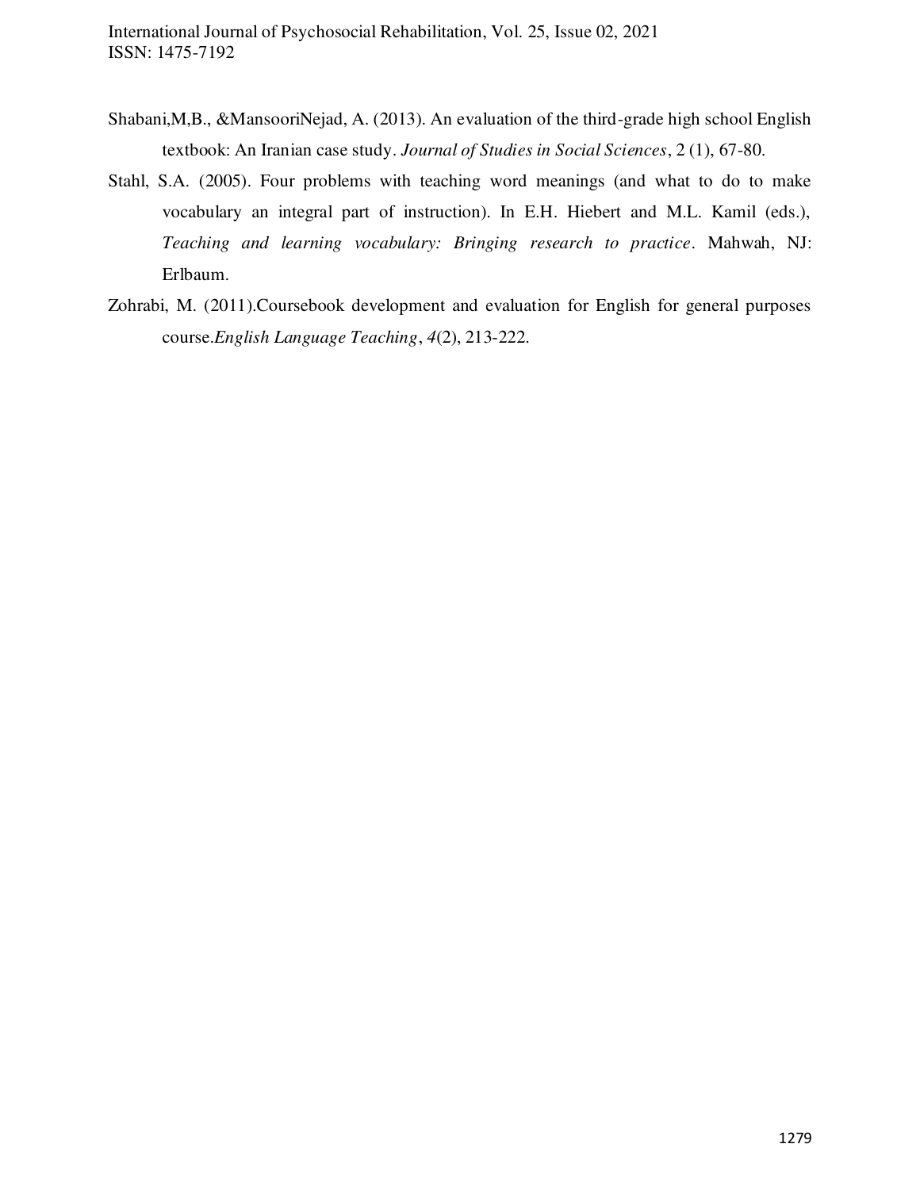Shabani,M,B., &MansooriNejad, A. (2013). An evaluation of the third-grade high school English textbook: An Iranian case study. *Journal of Studies in Social Sciences*, 2 (1), 67-80.

Stahl, S.A. (2005). Four problems with teaching word meanings (and what to do to make vocabulary an integral part of instruction). In E.H. Hiebert and M.L. Kamil (eds.), *Teaching and learning vocabulary: Bringing research to practice*. Mahwah, NJ: Erlbaum.

Zohrabi, M. (2011).Coursebook development and evaluation for English for general purposes course.*English Language Teaching*, *4*(2), 213-222.